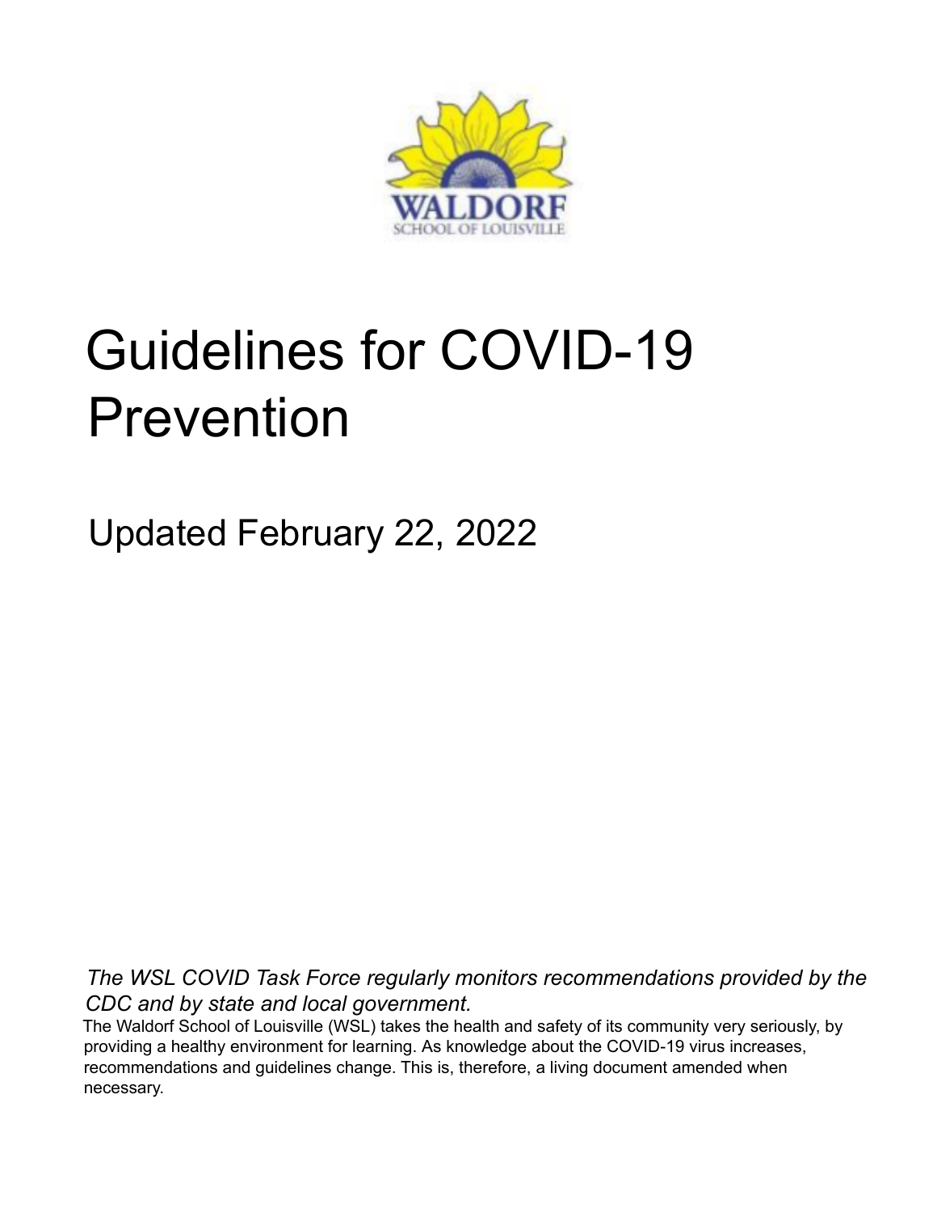WALDORF
SCHOOL OF LOUISVILLE

# Guidelines for COVID-19 Prevention

Updated February 22, 2022

*The WSL COVID Task Force regularly monitors recommendations provided by the CDC and by state and local government.*

The Waldorf School of Louisville (WSL) takes the health and safety of its community very seriously, by providing a healthy environment for learning. As knowledge about the COVID-19 virus increases, recommendations and guidelines change. This is, therefore, a living document amended when necessary.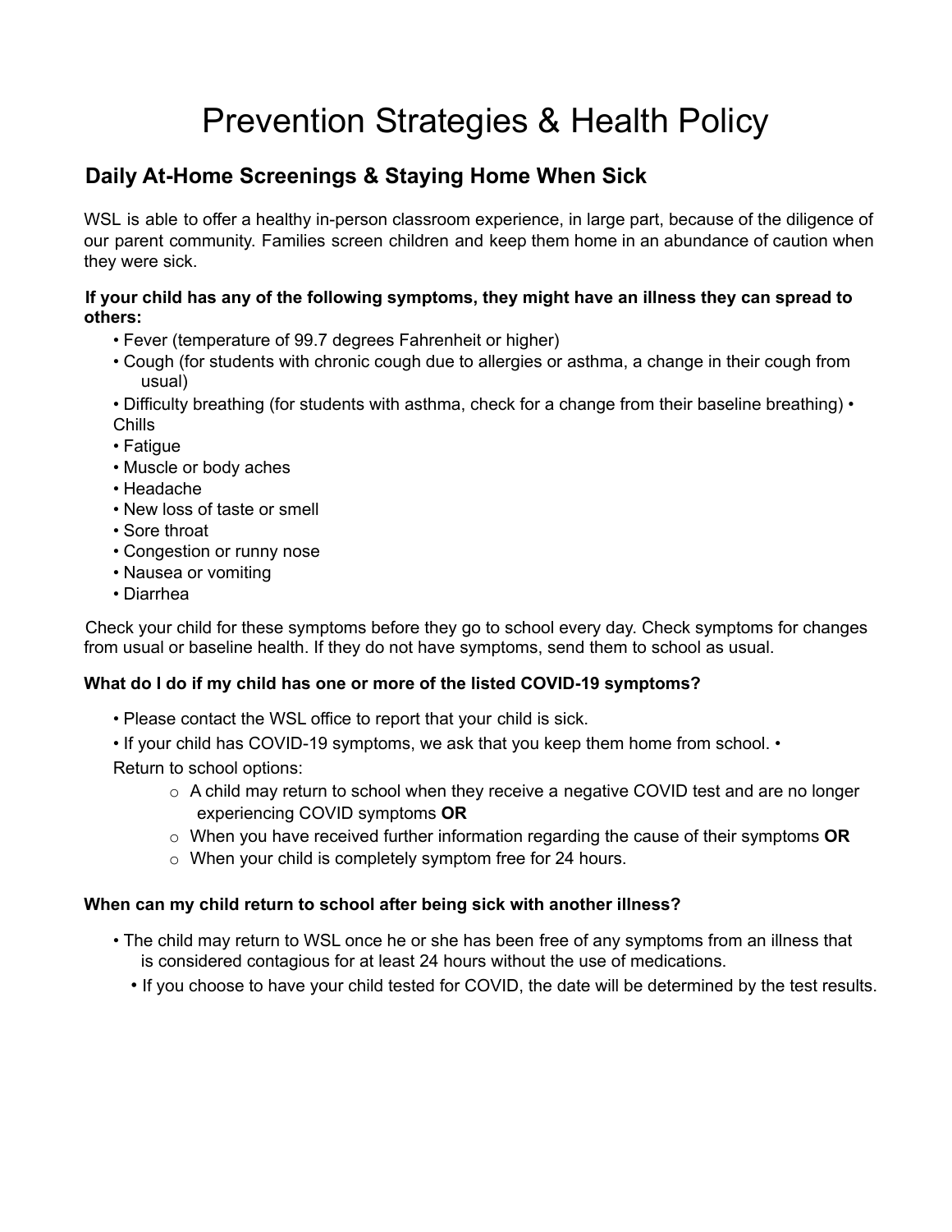# Prevention Strategies & Health Policy

## Daily At-Home Screenings & Staying Home When Sick

WSL is able to offer a healthy in-person classroom experience, in large part, because of the diligence of our parent community. Families screen children and keep them home in an abundance of caution when they were sick.

**If your child has any of the following symptoms, they might have an illness they can spread to others:**

- Fever (temperature of 99.7 degrees Fahrenheit or higher)
- Cough (for students with chronic cough due to allergies or asthma, a change in their cough from usual)
- Difficulty breathing (for students with asthma, check for a change from their baseline breathing)
- Chills
- Fatigue
- Muscle or body aches
- Headache
- New loss of taste or smell
- Sore throat
- Congestion or runny nose
- Nausea or vomiting
- Diarrhea

Check your child for these symptoms before they go to school every day. Check symptoms for changes from usual or baseline health. If they do not have symptoms, send them to school as usual.

**What do I do if my child has one or more of the listed COVID-19 symptoms?**

- Please contact the WSL office to report that your child is sick.
- If your child has COVID-19 symptoms, we ask that you keep them home from school.
- Return to school options:
  - A child may return to school when they receive a negative COVID test and are no longer experiencing COVID symptoms **OR**
  - When you have received further information regarding the cause of their symptoms **OR**
  - When your child is completely symptom free for 24 hours.

**When can my child return to school after being sick with another illness?**

- The child may return to WSL once he or she has been free of any symptoms from an illness that is considered contagious for at least 24 hours without the use of medications.
- If you choose to have your child tested for COVID, the date will be determined by the test results.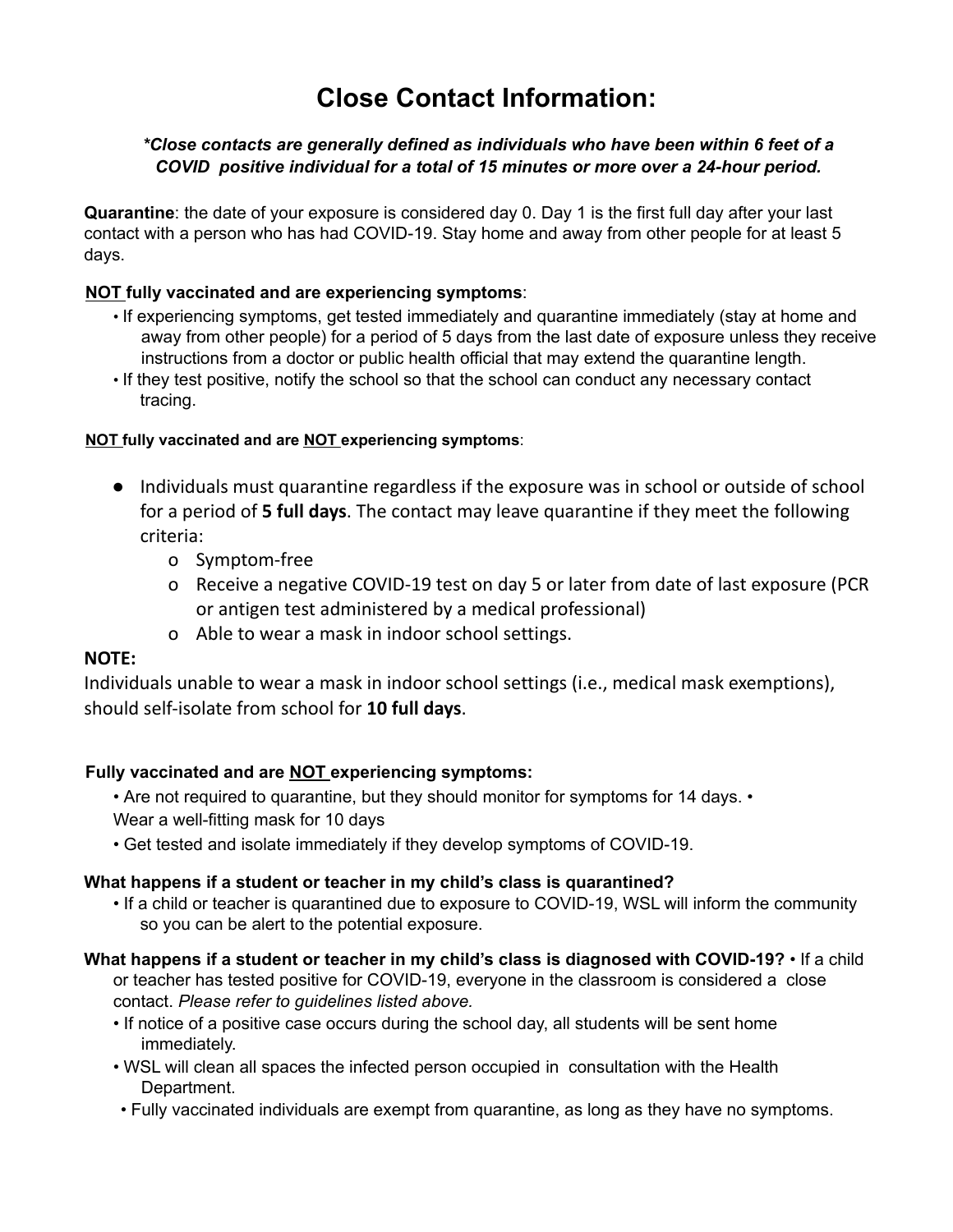# Close Contact Information:

***Close contacts are generally defined as individuals who have been within 6 feet of a COVID positive individual for a total of 15 minutes or more over a 24-hour period.***

**Quarantine**: the date of your exposure is considered day 0. Day 1 is the first full day after your last contact with a person who has had COVID-19. Stay home and away from other people for at least 5 days.

**NOT fully vaccinated and are experiencing symptoms**:

- If experiencing symptoms, get tested immediately and quarantine immediately (stay at home and away from other people) for a period of 5 days from the last date of exposure unless they receive instructions from a doctor or public health official that may extend the quarantine length.
- If they test positive, notify the school so that the school can conduct any necessary contact tracing.

**NOT fully vaccinated and are NOT experiencing symptoms**:

- Individuals must quarantine regardless if the exposure was in school or outside of school for a period of **5 full days**. The contact may leave quarantine if they meet the following criteria:
  - Symptom-free
  - Receive a negative COVID-19 test on day 5 or later from date of last exposure (PCR or antigen test administered by a medical professional)
  - Able to wear a mask in indoor school settings.

**NOTE:**

Individuals unable to wear a mask in indoor school settings (i.e., medical mask exemptions), should self-isolate from school for **10 full days**.

**Fully vaccinated and are NOT experiencing symptoms:**

- Are not required to quarantine, but they should monitor for symptoms for 14 days.
- Wear a well-fitting mask for 10 days
- Get tested and isolate immediately if they develop symptoms of COVID-19.

**What happens if a student or teacher in my child's class is quarantined?**

- If a child or teacher is quarantined due to exposure to COVID-19, WSL will inform the community so you can be alert to the potential exposure.

**What happens if a student or teacher in my child's class is diagnosed with COVID-19?**

- If a child or teacher has tested positive for COVID-19, everyone in the classroom is considered a close contact. *Please refer to guidelines listed above.*
- If notice of a positive case occurs during the school day, all students will be sent home immediately.
- WSL will clean all spaces the infected person occupied in consultation with the Health Department.
- Fully vaccinated individuals are exempt from quarantine, as long as they have no symptoms.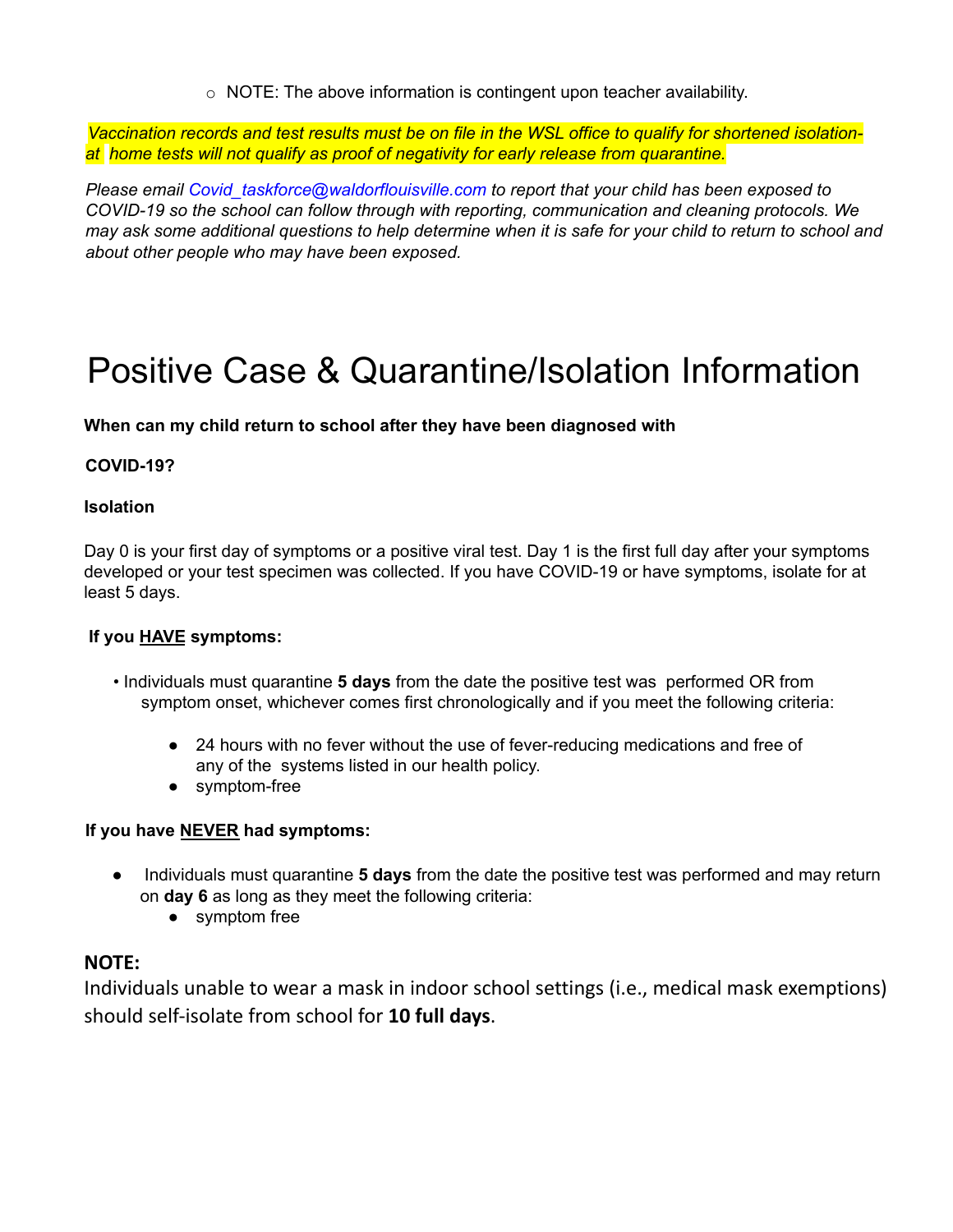- NOTE: The above information is contingent upon teacher availability.

*Vaccination records and test results must be on file in the WSL office to qualify for shortened isolation- at  home tests will not qualify as proof of negativity for early release from quarantine.*

*Please email Covid_taskforce@waldorflouisville.com to report that your child has been exposed to COVID-19 so the school can follow through with reporting, communication and cleaning protocols. We may ask some additional questions to help determine when it is safe for your child to return to school and about other people who may have been exposed.*

# Positive Case & Quarantine/Isolation Information

**When can my child return to school after they have been diagnosed with**

**COVID-19?**

**Isolation**

Day 0 is your first day of symptoms or a positive viral test. Day 1 is the first full day after your symptoms developed or your test specimen was collected. If you have COVID-19 or have symptoms, isolate for at least 5 days.

**If you HAVE symptoms:**

- Individuals must quarantine **5 days** from the date the positive test was  performed OR from symptom onset, whichever comes first chronologically and if you meet the following criteria:
  - 24 hours with no fever without the use of fever-reducing medications and free of any of the  systems listed in our health policy.
  - symptom-free

**If you have NEVER had symptoms:**

- Individuals must quarantine **5 days** from the date the positive test was performed and may return on **day 6** as long as they meet the following criteria:
  - symptom free

**NOTE:**

Individuals unable to wear a mask in indoor school settings (i.e., medical mask exemptions) should self-isolate from school for **10 full days**.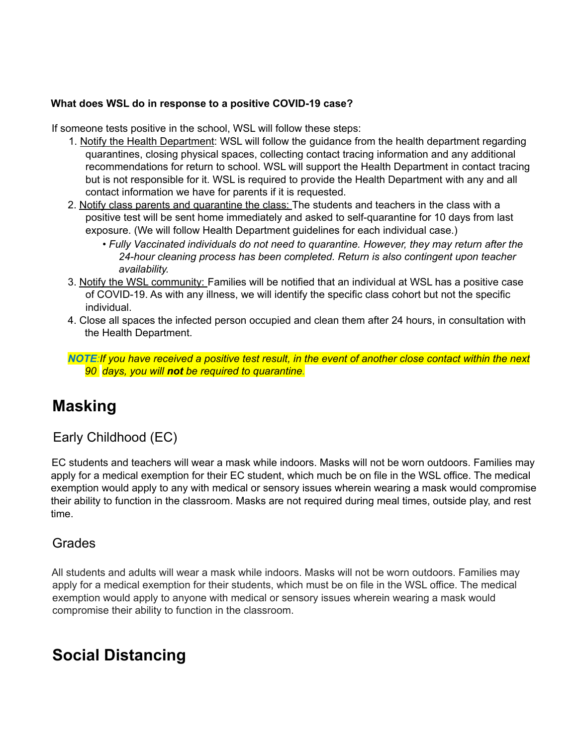**What does WSL do in response to a positive COVID-19 case?**

If someone tests positive in the school, WSL will follow these steps:

1. Notify the Health Department: WSL will follow the guidance from the health department regarding quarantines, closing physical spaces, collecting contact tracing information and any additional recommendations for return to school. WSL will support the Health Department in contact tracing but is not responsible for it. WSL is required to provide the Health Department with any and all contact information we have for parents if it is requested.
2. Notify class parents and quarantine the class: The students and teachers in the class with a positive test will be sent home immediately and asked to self-quarantine for 10 days from last exposure. (We will follow Health Department guidelines for each individual case.)
   - *Fully Vaccinated individuals do not need to quarantine. However, they may return after the 24-hour cleaning process has been completed. Return is also contingent upon teacher availability.*
3. Notify the WSL community: Families will be notified that an individual at WSL has a positive case of COVID-19. As with any illness, we will identify the specific class cohort but not the specific individual.
4. Close all spaces the infected person occupied and clean them after 24 hours, in consultation with the Health Department.

***NOTE****:If you have received a positive test result, in the event of another close contact within the next 90 days, you will* ***not*** *be required to quarantine.*

# Masking

## Early Childhood (EC)

EC students and teachers will wear a mask while indoors. Masks will not be worn outdoors. Families may apply for a medical exemption for their EC student, which much be on file in the WSL office. The medical exemption would apply to any with medical or sensory issues wherein wearing a mask would compromise their ability to function in the classroom. Masks are not required during meal times, outside play, and rest time.

## Grades

All students and adults will wear a mask while indoors. Masks will not be worn outdoors. Families may apply for a medical exemption for their students, which must be on file in the WSL office. The medical exemption would apply to anyone with medical or sensory issues wherein wearing a mask would compromise their ability to function in the classroom.

# Social Distancing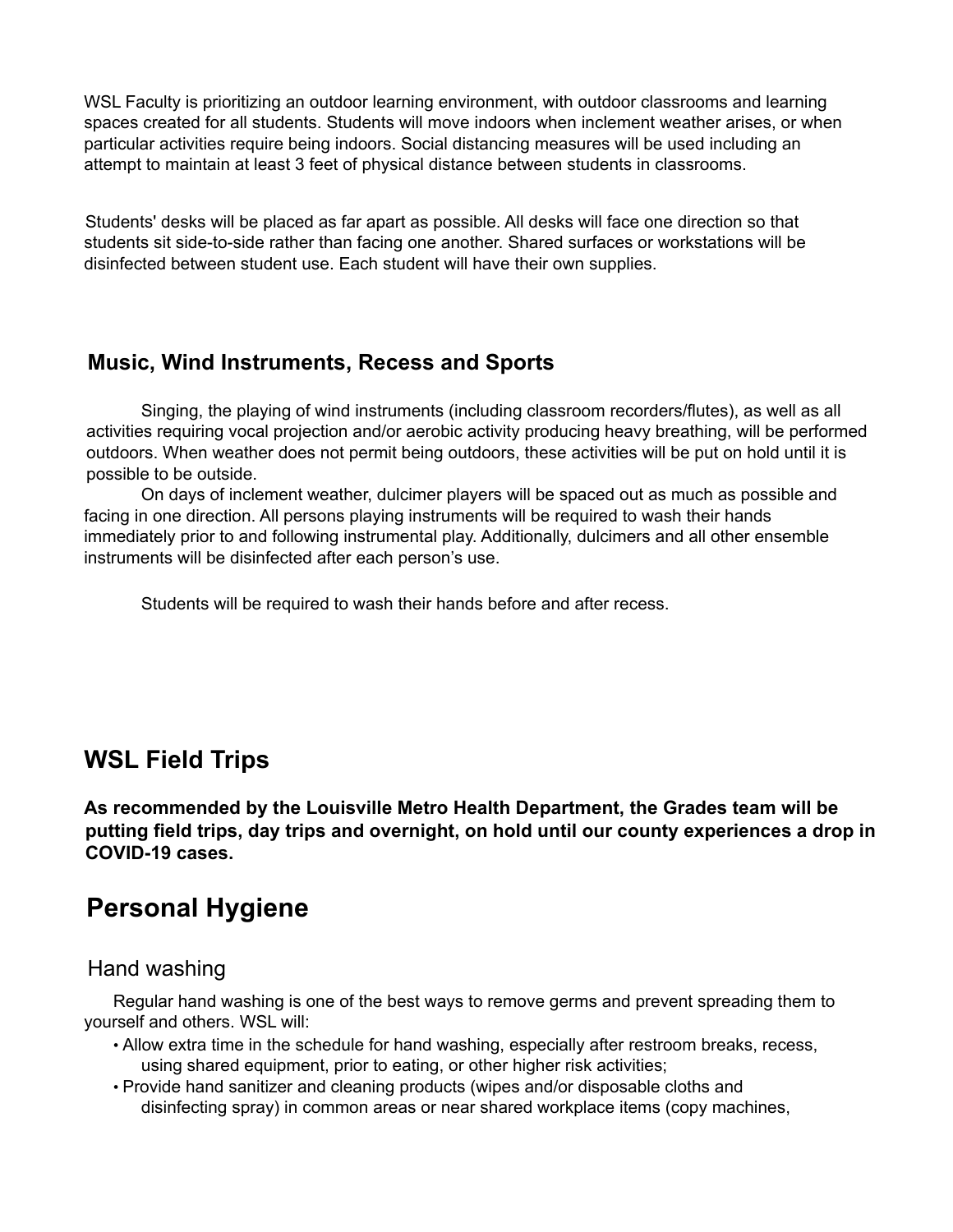WSL Faculty is prioritizing an outdoor learning environment, with outdoor classrooms and learning spaces created for all students. Students will move indoors when inclement weather arises, or when particular activities require being indoors. Social distancing measures will be used including an attempt to maintain at least 3 feet of physical distance between students in classrooms.

Students' desks will be placed as far apart as possible. All desks will face one direction so that students sit side-to-side rather than facing one another. Shared surfaces or workstations will be disinfected between student use. Each student will have their own supplies.

### Music, Wind Instruments, Recess and Sports

Singing, the playing of wind instruments (including classroom recorders/flutes), as well as all activities requiring vocal projection and/or aerobic activity producing heavy breathing, will be performed outdoors. When weather does not permit being outdoors, these activities will be put on hold until it is possible to be outside.

On days of inclement weather, dulcimer players will be spaced out as much as possible and facing in one direction. All persons playing instruments will be required to wash their hands immediately prior to and following instrumental play. Additionally, dulcimers and all other ensemble instruments will be disinfected after each person's use.

Students will be required to wash their hands before and after recess.

## WSL Field Trips

**As recommended by the Louisville Metro Health Department, the Grades team will be putting field trips, day trips and overnight, on hold until our county experiences a drop in COVID-19 cases.**

# Personal Hygiene

### Hand washing

Regular hand washing is one of the best ways to remove germs and prevent spreading them to yourself and others. WSL will:

- Allow extra time in the schedule for hand washing, especially after restroom breaks, recess, using shared equipment, prior to eating, or other higher risk activities;
- Provide hand sanitizer and cleaning products (wipes and/or disposable cloths and disinfecting spray) in common areas or near shared workplace items (copy machines,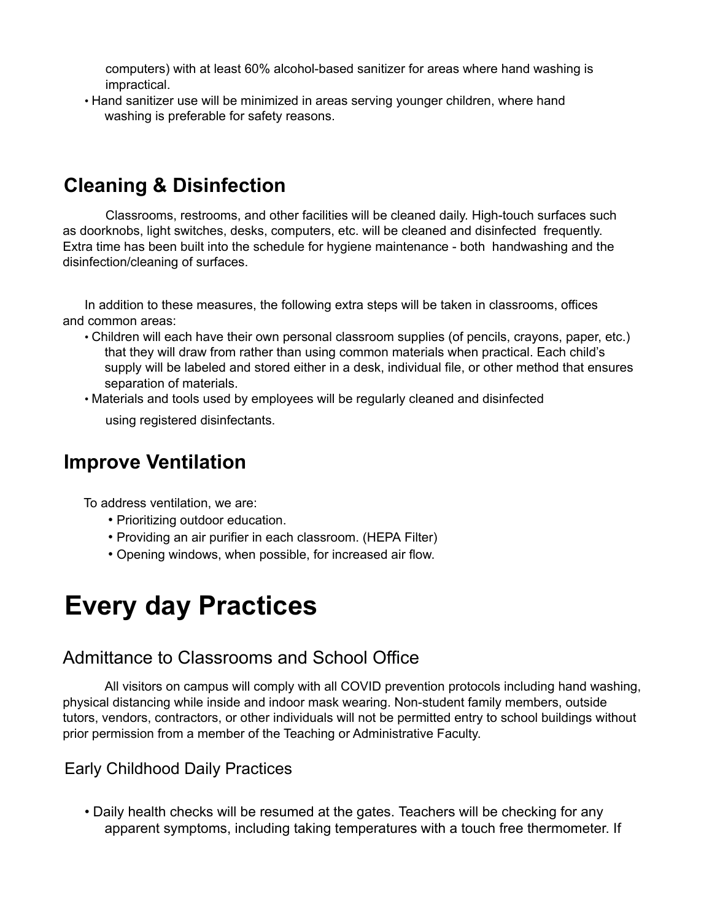computers) with at least 60% alcohol-based sanitizer for areas where hand washing is impractical.

- Hand sanitizer use will be minimized in areas serving younger children, where hand washing is preferable for safety reasons.

## Cleaning & Disinfection

Classrooms, restrooms, and other facilities will be cleaned daily. High-touch surfaces such as doorknobs, light switches, desks, computers, etc. will be cleaned and disinfected frequently. Extra time has been built into the schedule for hygiene maintenance - both handwashing and the disinfection/cleaning of surfaces.

In addition to these measures, the following extra steps will be taken in classrooms, offices and common areas:

- Children will each have their own personal classroom supplies (of pencils, crayons, paper, etc.) that they will draw from rather than using common materials when practical. Each child's supply will be labeled and stored either in a desk, individual file, or other method that ensures separation of materials.
- Materials and tools used by employees will be regularly cleaned and disinfected using registered disinfectants.

## Improve Ventilation

To address ventilation, we are:

- Prioritizing outdoor education.
- Providing an air purifier in each classroom. (HEPA Filter)
- Opening windows, when possible, for increased air flow.

# Every day Practices

### Admittance to Classrooms and School Office

All visitors on campus will comply with all COVID prevention protocols including hand washing, physical distancing while inside and indoor mask wearing. Non-student family members, outside tutors, vendors, contractors, or other individuals will not be permitted entry to school buildings without prior permission from a member of the Teaching or Administrative Faculty.

### Early Childhood Daily Practices

- Daily health checks will be resumed at the gates. Teachers will be checking for any apparent symptoms, including taking temperatures with a touch free thermometer. If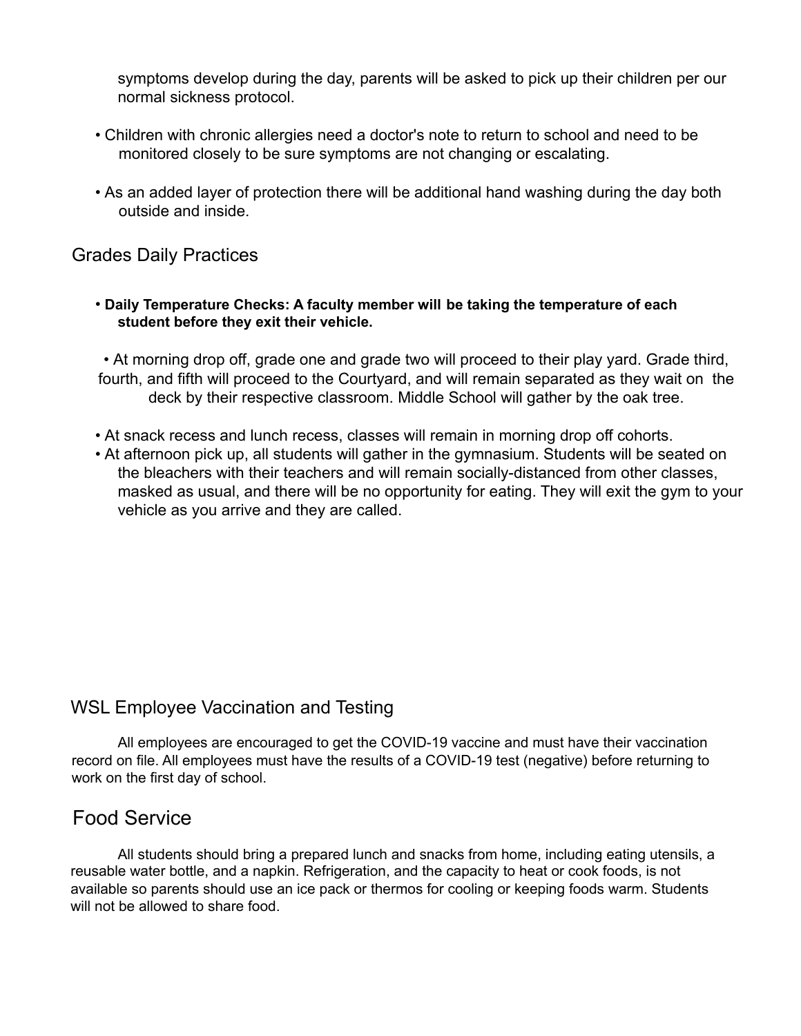symptoms develop during the day, parents will be asked to pick up their children per our normal sickness protocol.

- Children with chronic allergies need a doctor's note to return to school and need to be monitored closely to be sure symptoms are not changing or escalating.

- As an added layer of protection there will be additional hand washing during the day both outside and inside.

## Grades Daily Practices

- **Daily Temperature Checks: A faculty member will be taking the temperature of each student before they exit their vehicle.**

- At morning drop off, grade one and grade two will proceed to their play yard. Grade third, fourth, and fifth will proceed to the Courtyard, and will remain separated as they wait on the deck by their respective classroom. Middle School will gather by the oak tree.

- At snack recess and lunch recess, classes will remain in morning drop off cohorts.
- At afternoon pick up, all students will gather in the gymnasium. Students will be seated on the bleachers with their teachers and will remain socially-distanced from other classes, masked as usual, and there will be no opportunity for eating. They will exit the gym to your vehicle as you arrive and they are called.

## WSL Employee Vaccination and Testing

All employees are encouraged to get the COVID-19 vaccine and must have their vaccination record on file. All employees must have the results of a COVID-19 test (negative) before returning to work on the first day of school.

## Food Service

All students should bring a prepared lunch and snacks from home, including eating utensils, a reusable water bottle, and a napkin. Refrigeration, and the capacity to heat or cook foods, is not available so parents should use an ice pack or thermos for cooling or keeping foods warm. Students will not be allowed to share food.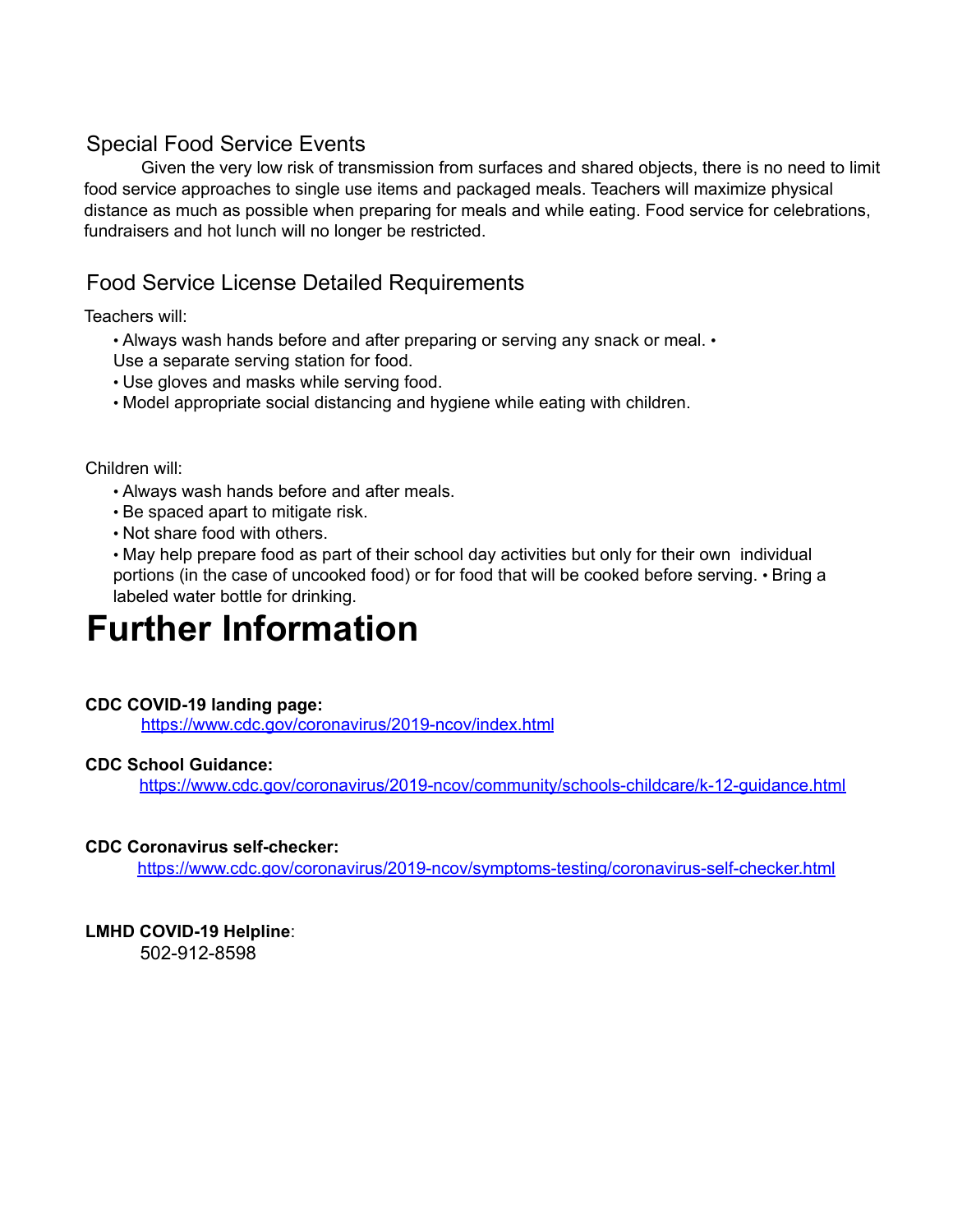## Special Food Service Events

Given the very low risk of transmission from surfaces and shared objects, there is no need to limit food service approaches to single use items and packaged meals. Teachers will maximize physical distance as much as possible when preparing for meals and while eating. Food service for celebrations, fundraisers and hot lunch will no longer be restricted.

## Food Service License Detailed Requirements

Teachers will:

- Always wash hands before and after preparing or serving any snack or meal.
- Use a separate serving station for food.
- Use gloves and masks while serving food.
- Model appropriate social distancing and hygiene while eating with children.

Children will:

- Always wash hands before and after meals.
- Be spaced apart to mitigate risk.
- Not share food with others.
- May help prepare food as part of their school day activities but only for their own individual portions (in the case of uncooked food) or for food that will be cooked before serving.
- Bring a labeled water bottle for drinking.

# Further Information

**CDC COVID-19 landing page:**
https://www.cdc.gov/coronavirus/2019-ncov/index.html

**CDC School Guidance:**
https://www.cdc.gov/coronavirus/2019-ncov/community/schools-childcare/k-12-guidance.html

**CDC Coronavirus self-checker:**
https://www.cdc.gov/coronavirus/2019-ncov/symptoms-testing/coronavirus-self-checker.html

**LMHD COVID-19 Helpline**:
502-912-8598